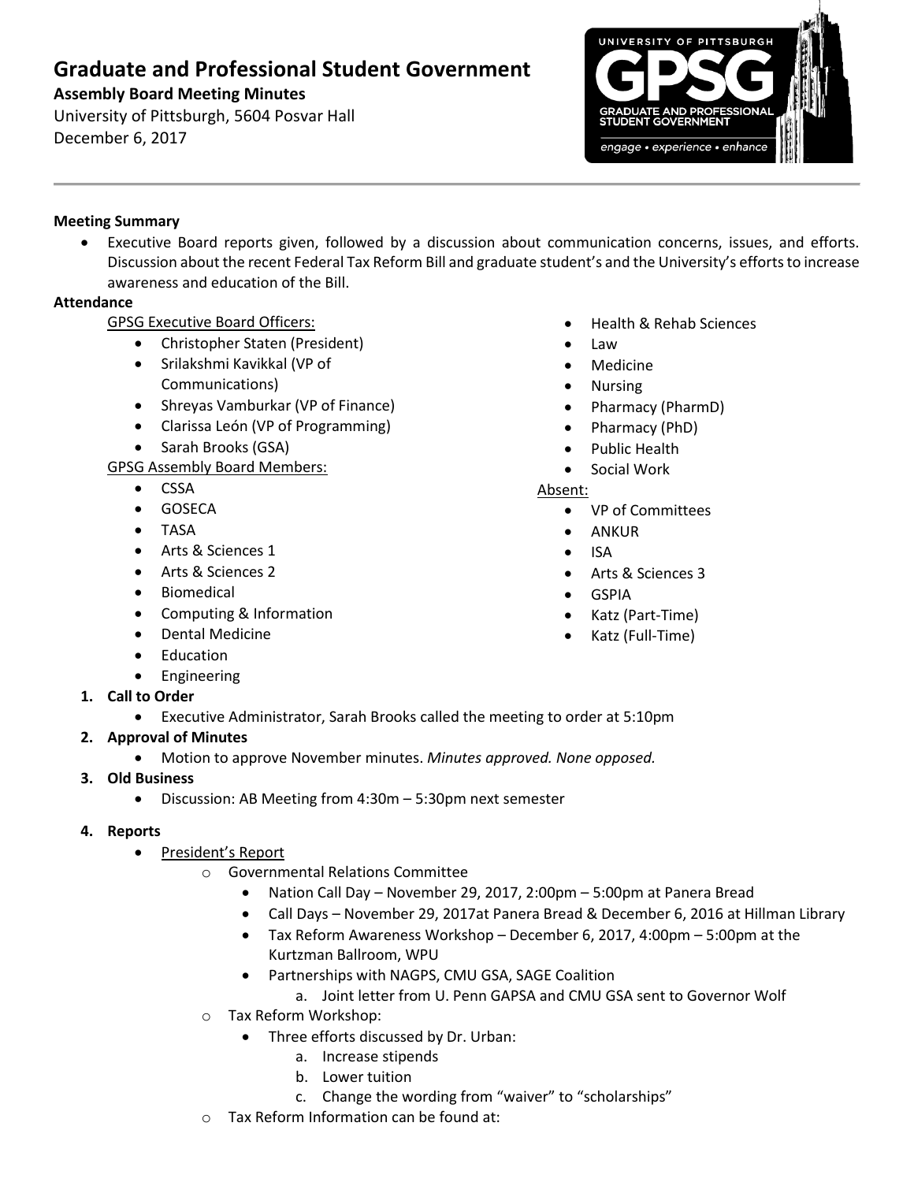# Graduate and Professional Student Government

**Assembly Board Meeting Minutes**

University of Pittsburgh, 5604 Posvar Hall

December 6, 2017

**Meeting Summary**

- Executive Board reports given, followed by a discussion about communication concerns, issues, and efforts. Discussion about the recent Federal Tax Reform Bill and graduate student's and the University's efforts to increase awareness and education of the Bill.

**Attendance**

GPSG Executive Board Officers:

- Christopher Staten (President)
- Srilakshmi Kavikkal (VP of Communications)
- Shreyas Vamburkar (VP of Finance)
- Clarissa León (VP of Programming)
- Sarah Brooks (GSA)

GPSG Assembly Board Members:

- CSSA
- GOSECA
- TASA
- Arts & Sciences 1
- Arts & Sciences 2
- Biomedical
- Computing & Information
- Dental Medicine
- Education
- Engineering
- Health & Rehab Sciences
- Law
- Medicine
- Nursing
- Pharmacy (PharmD)
- Pharmacy (PhD)
- Public Health
- Social Work

Absent:

- VP of Committees
- ANKUR
- ISA
- Arts & Sciences 3
- GSPIA
- Katz (Part-Time)
- Katz (Full-Time)

1. **Call to Order**
   - Executive Administrator, Sarah Brooks called the meeting to order at 5:10pm
2. **Approval of Minutes**
   - Motion to approve November minutes. *Minutes approved. None opposed.*
3. **Old Business**
   - Discussion: AB Meeting from 4:30m – 5:30pm next semester
4. **Reports**
   - President's Report
     - Governmental Relations Committee
       - Nation Call Day – November 29, 2017, 2:00pm – 5:00pm at Panera Bread
       - Call Days – November 29, 2017at Panera Bread & December 6, 2016 at Hillman Library
       - Tax Reform Awareness Workshop – December 6, 2017, 4:00pm – 5:00pm at the Kurtzman Ballroom, WPU
       - Partnerships with NAGPS, CMU GSA, SAGE Coalition
         a. Joint letter from U. Penn GAPSA and CMU GSA sent to Governor Wolf
     - Tax Reform Workshop:
       - Three efforts discussed by Dr. Urban:
         a. Increase stipends
         b. Lower tuition
         c. Change the wording from "waiver" to "scholarships"
     - Tax Reform Information can be found at: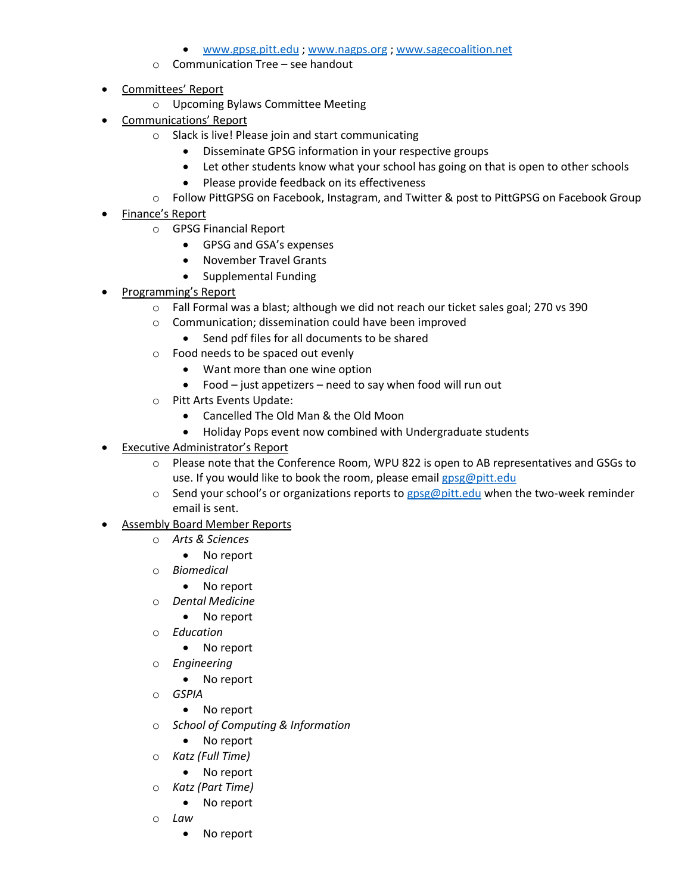- www.gpsg.pitt.edu ; www.nagps.org ; www.sagecoalition.net
  - Communication Tree – see handout

- Committees' Report
  - Upcoming Bylaws Committee Meeting
- Communications' Report
  - Slack is live! Please join and start communicating
    - Disseminate GPSG information in your respective groups
    - Let other students know what your school has going on that is open to other schools
    - Please provide feedback on its effectiveness
  - Follow PittGPSG on Facebook, Instagram, and Twitter & post to PittGPSG on Facebook Group
- Finance's Report
  - GPSG Financial Report
    - GPSG and GSA's expenses
    - November Travel Grants
    - Supplemental Funding
- Programming's Report
  - Fall Formal was a blast; although we did not reach our ticket sales goal; 270 vs 390
  - Communication; dissemination could have been improved
    - Send pdf files for all documents to be shared
  - Food needs to be spaced out evenly
    - Want more than one wine option
    - Food – just appetizers – need to say when food will run out
  - Pitt Arts Events Update:
    - Cancelled The Old Man & the Old Moon
    - Holiday Pops event now combined with Undergraduate students
- Executive Administrator's Report
  - Please note that the Conference Room, WPU 822 is open to AB representatives and GSGs to use. If you would like to book the room, please email gpsg@pitt.edu
  - Send your school's or organizations reports to gpsg@pitt.edu when the two-week reminder email is sent.
- Assembly Board Member Reports
  - *Arts & Sciences*
    - No report
  - *Biomedical*
    - No report
  - *Dental Medicine*
    - No report
  - *Education*
    - No report
  - *Engineering*
    - No report
  - *GSPIA*
    - No report
  - *School of Computing & Information*
    - No report
  - *Katz (Full Time)*
    - No report
  - *Katz (Part Time)*
    - No report
  - *Law*
    - No report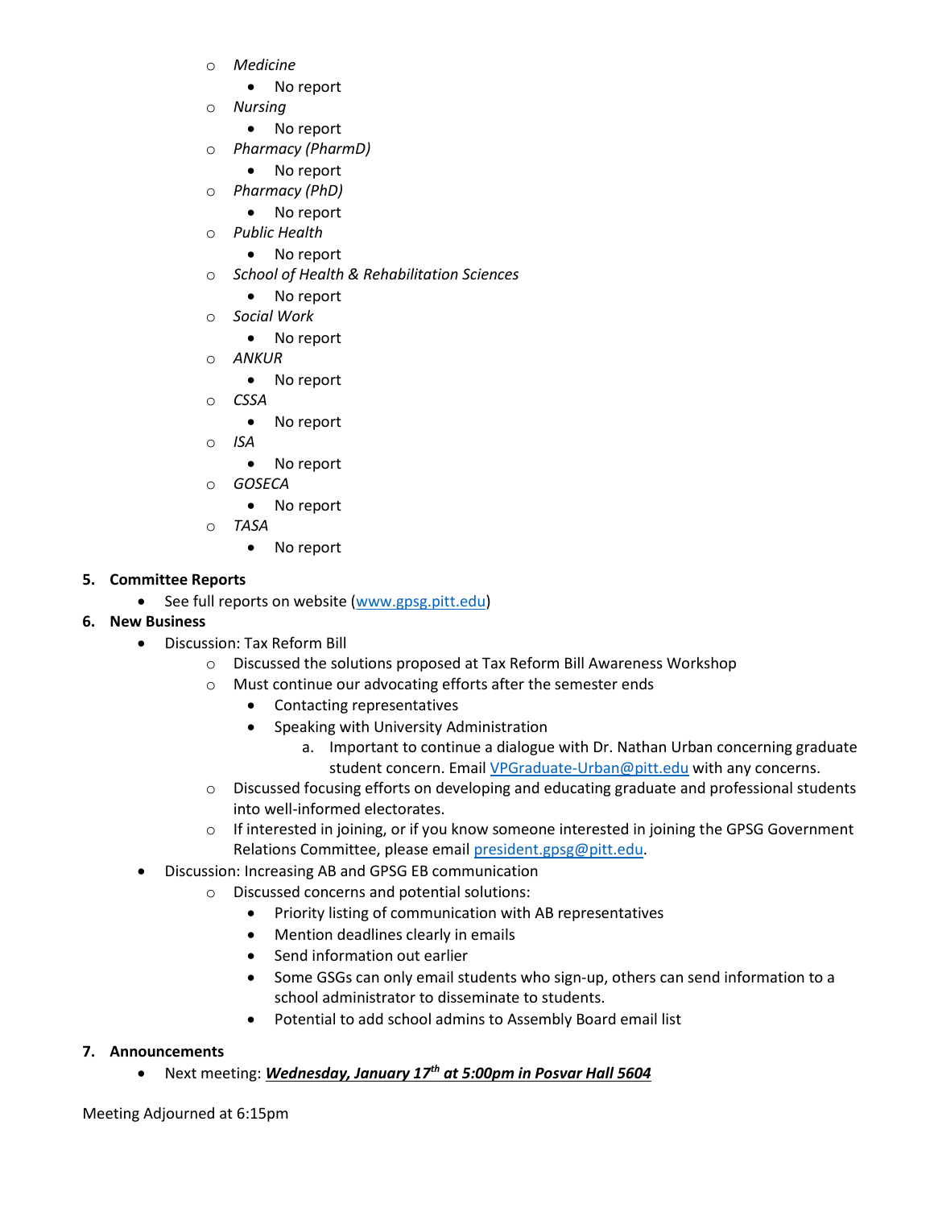- *Medicine*
  - No report
- *Nursing*
  - No report
- *Pharmacy (PharmD)*
  - No report
- *Pharmacy (PhD)*
  - No report
- *Public Health*
  - No report
- *School of Health & Rehabilitation Sciences*
  - No report
- *Social Work*
  - No report
- *ANKUR*
  - No report
- *CSSA*
  - No report
- *ISA*
  - No report
- *GOSECA*
  - No report
- *TASA*
  - No report

5. **Committee Reports**
   - See full reports on website (www.gpsg.pitt.edu)
6. **New Business**
   - Discussion: Tax Reform Bill
     - Discussed the solutions proposed at Tax Reform Bill Awareness Workshop
     - Must continue our advocating efforts after the semester ends
       - Contacting representatives
       - Speaking with University Administration
         a. Important to continue a dialogue with Dr. Nathan Urban concerning graduate student concern. Email VPGraduate-Urban@pitt.edu with any concerns.
     - Discussed focusing efforts on developing and educating graduate and professional students into well-informed electorates.
     - If interested in joining, or if you know someone interested in joining the GPSG Government Relations Committee, please email president.gpsg@pitt.edu.
   - Discussion: Increasing AB and GPSG EB communication
     - Discussed concerns and potential solutions:
       - Priority listing of communication with AB representatives
       - Mention deadlines clearly in emails
       - Send information out earlier
       - Some GSGs can only email students who sign-up, others can send information to a school administrator to disseminate to students.
       - Potential to add school admins to Assembly Board email list

7. **Announcements**
   - Next meeting: ***Wednesday, January 17th at 5:00pm in Posvar Hall 5604***

Meeting Adjourned at 6:15pm